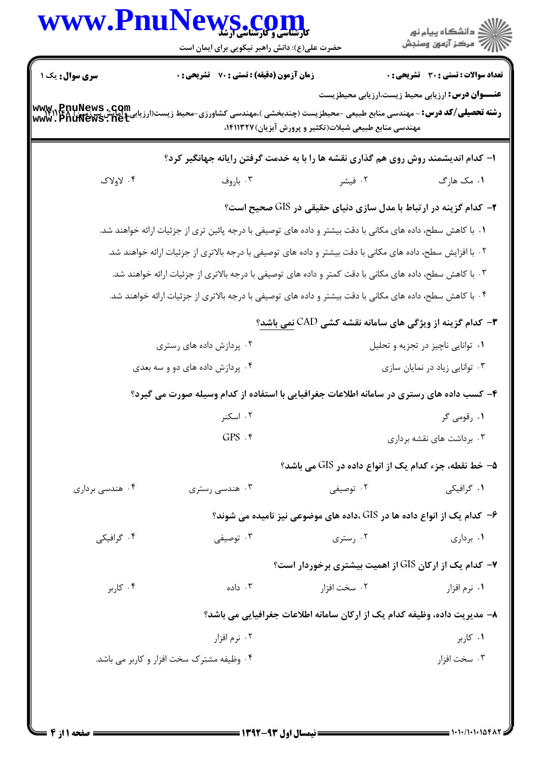کارشناسی و کارشناسی ارشد

حضرت علی(ع): دانش راهبر نیکویی برای ایمان است

**سری سوال:** یک ۱

**زمان آزمون (دقیقه) : تستی : ۷۰ تشریحی : ۰**

**تعداد سوالات : تستی : ۳۰ تشریحی : ۰**

**عنـــوان درس:** ارزیابی محیط زیست،ارزیابی محیطزیست

**رشته تحصیلی/کد درس:** - مهندسی منابع طبیعی -محیطزیست (چندبخشی )،مهندسی کشاورزی-محیط زیست(ارزیابی وآمایش سرزمین) ۱۴۱۱۱۴۸ - ، مهندسی منابع طبیعی شیلات(تکثیر و پرورش آبزیان)۱۴۱۱۳۲۷،

**۱- کدام اندیشمند روش روی هم گذاری نقشه ها را با به خدمت گرفتن رایانه جهانگیر کرد؟**

۱. مک هارگ
۲. فیشر
۳. باروف
۴. لاولاک

**۲- کدام گزینه در ارتباط با مدل سازی دنیای حقیقی در GIS صحیح است؟**

۱. با کاهش سطح، داده های مکانی با دقت بیشتر و داده های توصیفی با درجه پائین تری از جزئیات ارائه خواهند شد.
۲. با افزایش سطح، داده های مکانی با دقت بیشتر و داده های توصیفی با درجه بالاتری از جزئیات ارائه خواهند شد.
۳. با کاهش سطح، داده های مکانی با دقت کمتر و داده های توصیفی با درجه بالاتری از جزئیات ارائه خواهند شد.
۴. با کاهش سطح، داده های مکانی با دقت بیشتر و داده های توصیفی با درجه بالاتری از جزئیات ارائه خواهند شد.

**۳- کدام گزینه از ویژگی های سامانه نقشه کشی CAD نمی باشد؟**

۱. توانایی ناچیز در تجزیه و تحلیل
۲. پردازش داده های رستری
۳. توانایی زیاد در نمایان سازی
۴. پردازش داده های دو و سه بعدی

**۴- کسب داده های رستری در سامانه اطلاعات جغرافیایی با استفاده از کدام وسیله صورت می گیرد؟**

۱. رقومی گر
۲. اسکنر
۳. برداشت های نقشه برداری
۴. GPS

**۵- خط نقطه، جزء کدام یک از انواع داده در GIS می باشد؟**

۱. گرافیکی
۲. توصیفی
۳. هندسی رستری
۴. هندسی برداری

**۶- کدام یک از انواع داده ها در GIS ،داده های موضوعی نیز نامیده می شوند؟**

۱. برداری
۲. رستری
۳. توصیفی
۴. گرافیکی

**۷- کدام یک از ارکان GIS از اهمیت بیشتری برخوردار است؟**

۱. نرم افزار
۲. سخت افزار
۳. داده
۴. کاربر

**۸- مدیریت داده، وظیفه کدام یک از ارکان سامانه اطلاعات جغرافیایی می باشد؟**

۱. کاربر
۲. نرم افزار
۳. سخت افزار
۴. وظیفه مشترک سخت افزار و کاربر می باشد.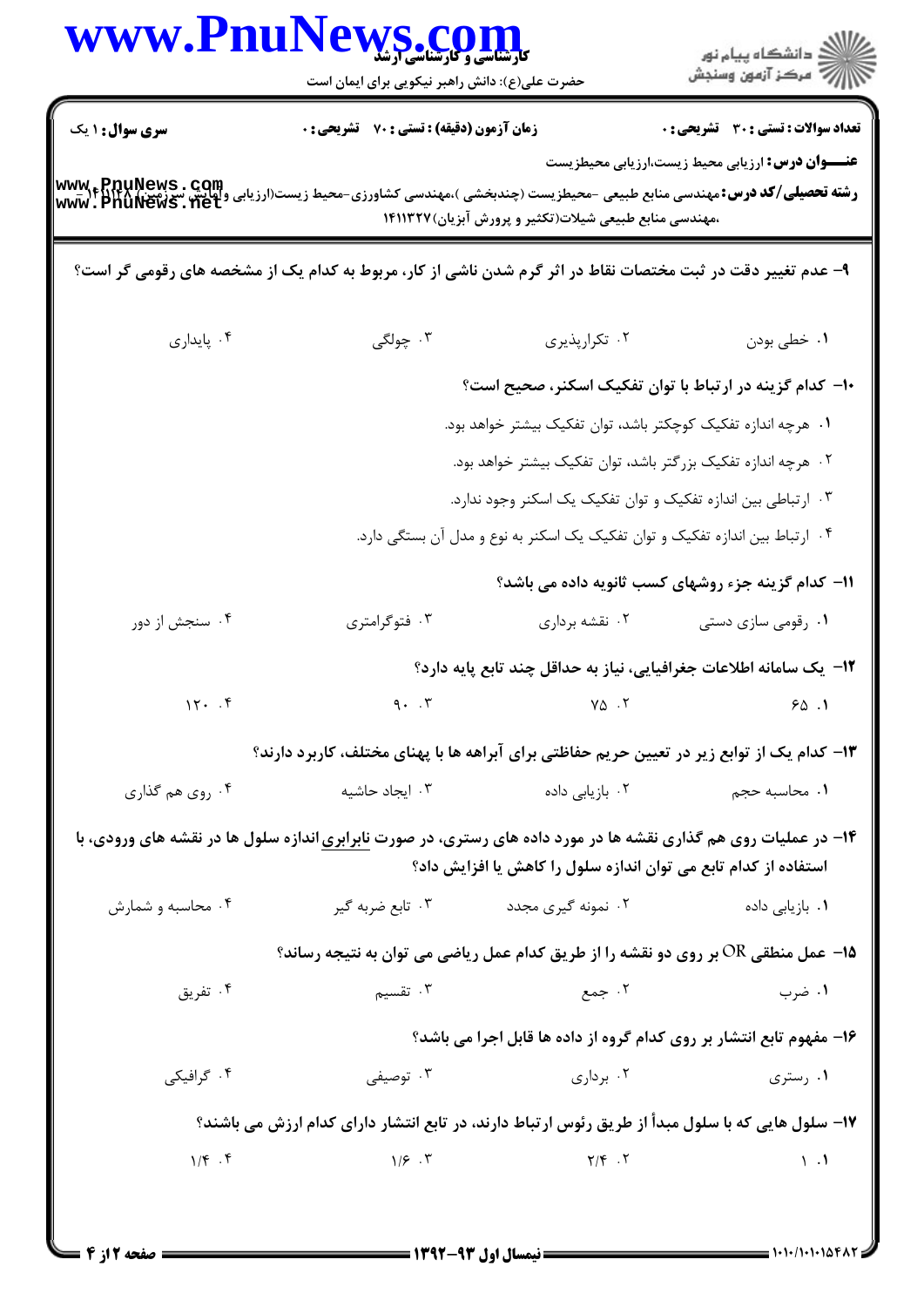**سری سوال:** ۱ یک | **زمان آزمون (دقیقه) : تستی :** ۷۰ **تشریحی :** ۰ | **تعداد سوالات : تستی :** ۳۰ **تشریحی :** ۰

**عنـــوان درس:** ارزیابی محیط زیست،ارزیابی محیطزیست

**رشته تحصیلی/کد درس:** مهندسی منابع طبیعی -محیطزیست (چندبخشی )،مهندسی کشاورزی-محیط زیست(ارزیابی وآمایش سرزمین) ۱۴۱۱۱۲۸ - ،مهندسی منابع طبیعی شیلات(تکثیر و پرورش آبزیان)۱۴۱۱۳۲۷

۹- عدم تغییر دقت در ثبت مختصات نقاط در اثر گرم شدن ناشی از کار، مربوط به کدام یک از مشخصه های رقومی گر است؟

۱. خطی بودن
۲. تکرارپذیری
۳. چولگی
۴. پایداری

۱۰- کدام گزینه در ارتباط با توان تفکیک اسکنر، صحیح است؟

۱. هرچه اندازه تفکیک کوچکتر باشد، توان تفکیک بیشتر خواهد بود.
۲. هرچه اندازه تفکیک بزرگتر باشد، توان تفکیک بیشتر خواهد بود.
۳. ارتباطی بین اندازه تفکیک و توان تفکیک یک اسکنر وجود ندارد.
۴. ارتباط بین اندازه تفکیک و توان تفکیک یک اسکنر به نوع و مدل آن بستگی دارد.

۱۱- کدام گزینه جزء روشهای کسب ثانویه داده می باشد؟

۱. رقومی سازی دستی
۲. نقشه برداری
۳. فتوگرامتری
۴. سنجش از دور

۱۲- یک سامانه اطلاعات جغرافیایی، نیاز به حداقل چند تابع پایه دارد؟

۱. ۶۵
۲. ۷۵
۳. ۹۰
۴. ۱۲۰

۱۳- کدام یک از توابع زیر در تعیین حریم حفاظتی برای آبراهه ها با پهنای مختلف، کاربرد دارند؟

۱. محاسبه حجم
۲. بازیابی داده
۳. ایجاد حاشیه
۴. روی هم گذاری

۱۴- در عملیات روی هم گذاری نقشه ها در مورد داده های رستری، در صورت نابرابری اندازه سلول ها در نقشه های ورودی، با استفاده از کدام تابع می توان اندازه سلول را کاهش یا افزایش داد؟

۱. بازیابی داده
۲. نمونه گیری مجدد
۳. تابع ضربه گیر
۴. محاسبه و شمارش

۱۵- عمل منطقی OR بر روی دو نقشه را از طریق کدام عمل ریاضی می توان به نتیجه رساند؟

۱. ضرب
۲. جمع
۳. تقسیم
۴. تفریق

۱۶- مفهوم تابع انتشار بر روی کدام گروه از داده ها قابل اجرا می باشد؟

۱. رستری
۲. برداری
۳. توصیفی
۴. گرافیکی

۱۷- سلول هایی که با سلول مبدأ از طریق رئوس ارتباط دارند، در تابع انتشار دارای کدام ارزش می باشند؟

۱. ۱
۲. ۲/۴
۳. ۱/۶
۴. ۱/۴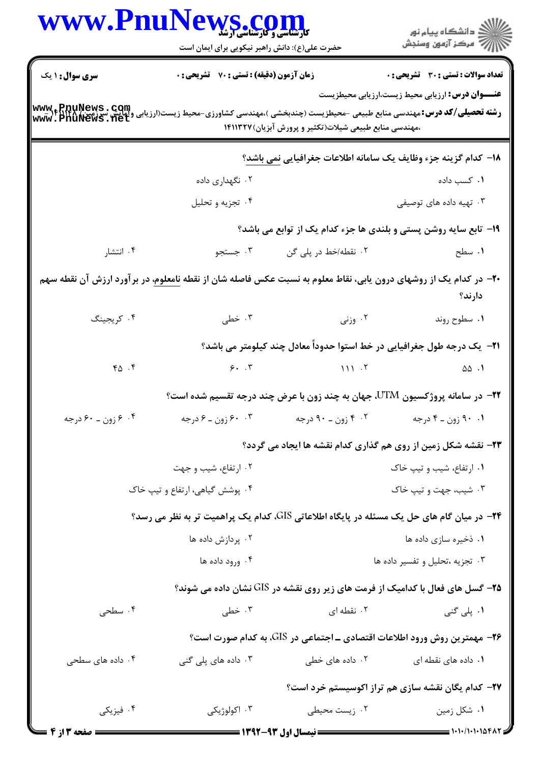**۱۸- کدام گزینه جزء وظایف یک سامانه اطلاعات جغرافیایی نمی باشد؟**

۱. کسب داده

۲. نگهداری داده

۳. تهیه داده های توصیفی

۴. تجزیه و تحلیل

**۱۹- تابع سایه روشن پستی و بلندی ها جزء کدام یک از توابع می باشد؟**

۱. سطح

۲. نقطه/خط در پلی گن

۳. جستجو

۴. انتشار

**۲۰- در کدام یک از روشهای درون یابی، نقاط معلوم به نسبت عکس فاصله شان از نقطه نامعلوم، در برآورد ارزش آن نقطه سهم دارند؟**

۱. سطوح روند

۲. وزنی

۳. خطی

۴. کریجینگ

**۲۱- یک درجه طول جغرافیایی در خط استوا حدوداً معادل چند کیلومتر می باشد؟**

۱. ۵۵

۲. ۱۱۱

۳. ۶۰

۴. ۴۵

**۲۲- در سامانه پروژکسیون UTM، جهان به چند زون با عرض چند درجه تقسیم شده است؟**

۱. ۹۰ زون ـ ۴ درجه

۲. ۴ زون ـ ۹۰ درجه

۳. ۶۰ زون ـ ۶ درجه

۴. ۶ زون ـ ۶۰ درجه

**۲۳- نقشه شکل زمین از روی هم گذاری کدام نقشه ها ایجاد می گردد؟**

۱. ارتفاع، شیب و تیپ خاک

۲. ارتفاع، شیب و جهت

۳. شیب، جهت و تیپ خاک

۴. پوشش گیاهی، ارتفاع و تیپ خاک

**۲۴- در میان گام های حل یک مسئله در پایگاه اطلاعاتی GIS، کدام یک پراهمیت تر به نظر می رسد؟**

۱. ذخیره سازی داده ها

۲. پردازش داده ها

۳. تجزیه ،تحلیل و تفسیر داده ها

۴. ورود داده ها

**۲۵- گسل های فعال با کدامیک از فرمت های زیر روی نقشه در GIS نشان داده می شوند؟**

۱. پلی گنی

۲. نقطه ای

۳. خطی

۴. سطحی

**۲۶- مهمترین روش ورود اطلاعات اقتصادی ـ اجتماعی در GIS، به کدام صورت است؟**

۱. داده های نقطه ای

۲. داده های خطی

۳. داده های پلی گنی

۴. داده های سطحی

**۲۷- کدام یگان نقشه سازی هم تراز اکوسیستم خرد است؟**

۱. شکل زمین

۲. زیست محیطی

۳. اکولوژیکی

۴. فیزیکی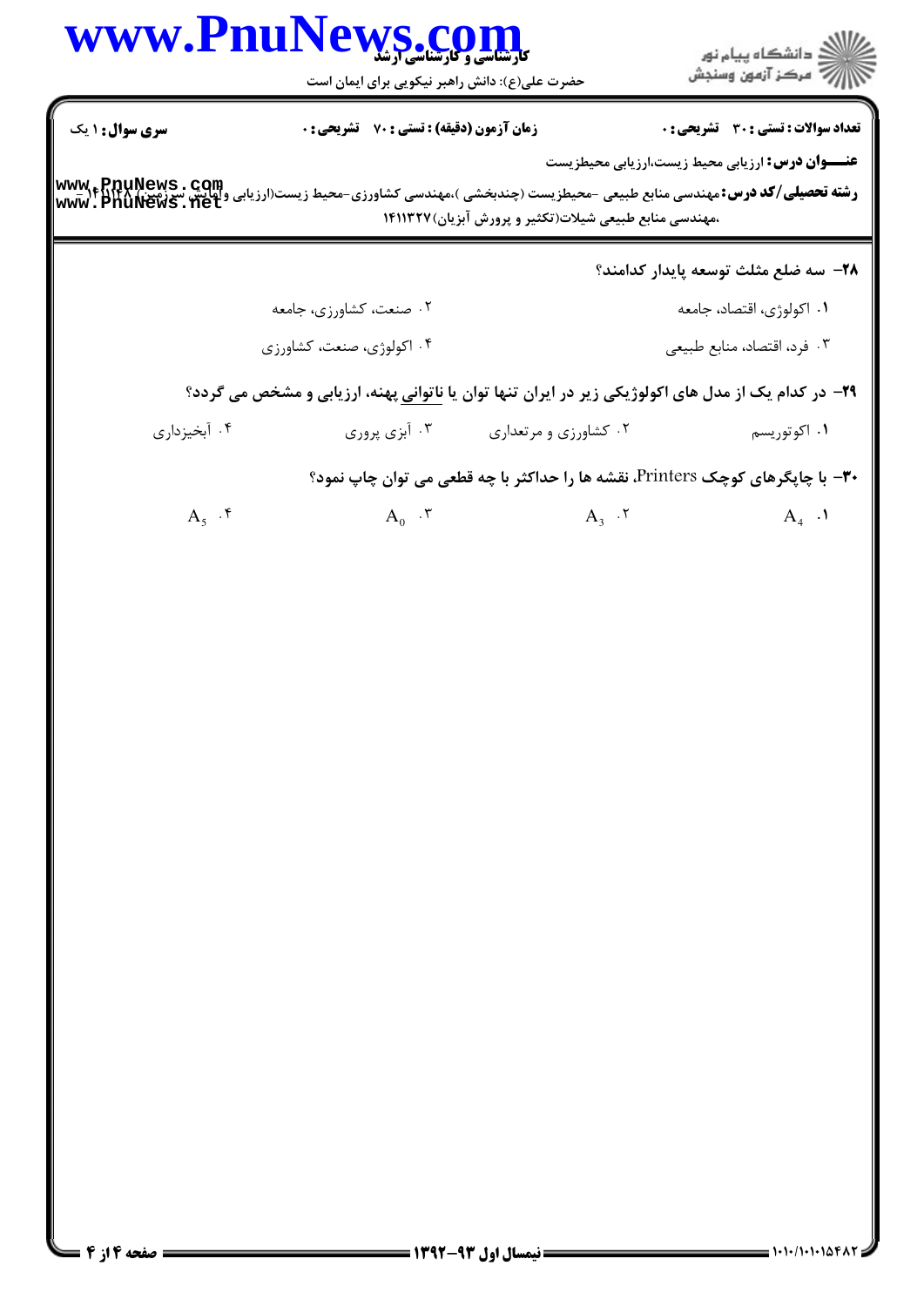**سری سوال:** ۱ یک

**زمان آزمون (دقیقه) : تستی : ۷۰ تشریحی : ۰**

**تعداد سوالات : تستی : ۳۰ تشریحی : ۰**

**عنــــوان درس:** ارزیابی محیط زیست،ارزیابی محیطزیست

**رشته تحصیلی/کد درس:** مهندسی منابع طبیعی -محیطزیست (چندبخشی )،مهندسی کشاورزی-محیط زیست(ارزیابی وآمایش سرزمین) ۱۴۱۱۱۲۸ - ،مهندسی منابع طبیعی شیلات(تکثیر و پرورش آبزیان)۱۴۱۱۳۲۷

**۲۸- سه ضلع مثلث توسعه پایدار کدامند؟**

۱. اکولوژی، اقتصاد، جامعه

۲. صنعت، کشاورزی، جامعه

۳. فرد، اقتصاد، منابع طبیعی

۴. اکولوژی، صنعت، کشاورزی

**۲۹- در کدام یک از مدل های اکولوژیکی زیر در ایران تنها توان یا ناتوانی پهنه، ارزیابی و مشخص می گردد؟**

۱. اکوتوریسم

۲. کشاورزی و مرتعداری

۳. آبزی پروری

۴. آبخیزداری

**۳۰- با چاپگرهای کوچک Printers، نقشه ها را حداکثر با چه قطعی می توان چاپ نمود؟**

۱. $A_4$

۲. $A_3$

۳. $A_0$

۴. $A_5$